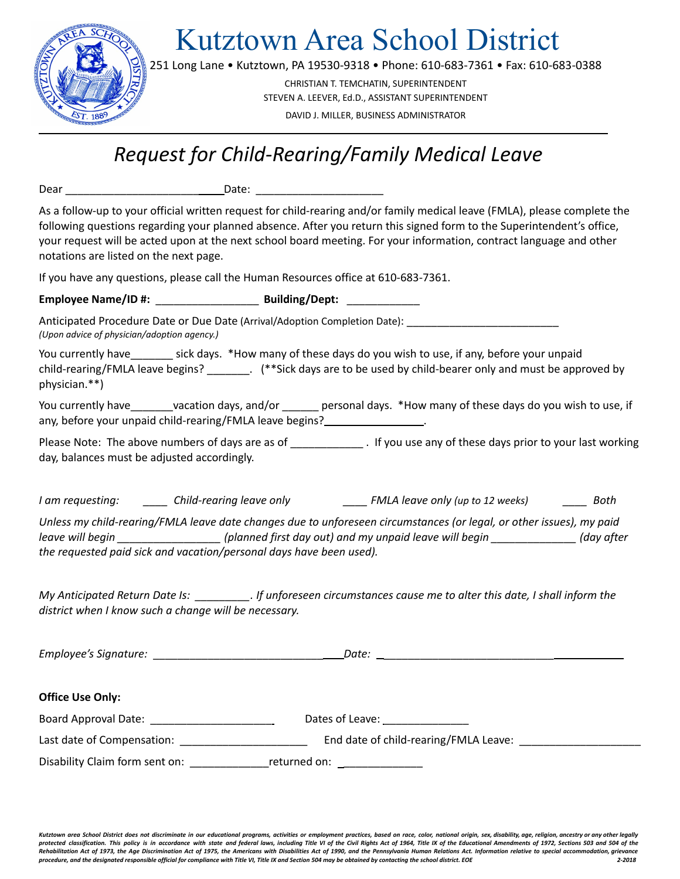# Kutztown Area School District

251 Long Lane • Kutztown, PA 19530-9318 • Phone: 610-683-7361 • Fax: 610-683-0388

CHRISTIAN T. TEMCHATIN, SUPERINTENDENT
STEVEN A. LEEVER, Ed.D., ASSISTANT SUPERINTENDENT
DAVID J. MILLER, BUSINESS ADMINISTRATOR

---

## *Request for Child-Rearing/Family Medical Leave*

Dear ____________________________ Date: _____________________

As a follow-up to your official written request for child-rearing and/or family medical leave (FMLA), please complete the following questions regarding your planned absence. After you return this signed form to the Superintendent's office, your request will be acted upon at the next school board meeting. For your information, contract language and other notations are listed on the next page.

If you have any questions, please call the Human Resources office at 610-683-7361.

**Employee Name/ID #:** _________________ **Building/Dept:** ____________

Anticipated Procedure Date or Due Date (Arrival/Adoption Completion Date): __________________________
*(Upon advice of physician/adoption agency.)*

You currently have_______ sick days. *How many of these days do you wish to use, if any, before your unpaid child-rearing/FMLA leave begins? _______. (**Sick days are to be used by child-bearer only and must be approved by physician.**)

You currently have_______vacation days, and/or ______ personal days. *How many of these days do you wish to use, if any, before your unpaid child-rearing/FMLA leave begins?_________________.

Please Note: The above numbers of days are as of ____________ . If you use any of these days prior to your last working day, balances must be adjusted accordingly.

*I am requesting:* ____ *Child-rearing leave only* ____ *FMLA leave only (up to 12 weeks)* ____ *Both*

*Unless my child-rearing/FMLA leave date changes due to unforeseen circumstances (or legal, or other issues), my paid leave will begin _________________ (planned first day out) and my unpaid leave will begin ______________ (day after the requested paid sick and vacation/personal days have been used).*

*My Anticipated Return Date Is: _________. If unforeseen circumstances cause me to alter this date, I shall inform the district when I know such a change will be necessary.*

*Employee's Signature:* _________________________________ *Date:* _________________________________________

**Office Use Only:**

Board Approval Date: _____________________ Dates of Leave: ______________

Last date of Compensation: ______________________ End date of child-rearing/FMLA Leave: ____________________

Disability Claim form sent on: _____________returned on: ______________

*Kutztown area School District does not discriminate in our educational programs, activities or employment practices, based on race, color, national origin, sex, disability, age, religion, ancestry or any other legally protected classification. This policy is in accordance with state and federal laws, including Title VI of the Civil Rights Act of 1964, Title IX of the Educational Amendments of 1972, Sections 503 and 504 of the Rehabilitation Act of 1973, the Age Discrimination Act of 1975, the Americans with Disabilities Act of 1990, and the Pennsylvania Human Relations Act. Information relative to special accommodation, grievance procedure, and the designated responsible official for compliance with Title VI, Title IX and Section 504 may be obtained by contacting the school district. EOE* *2-2018*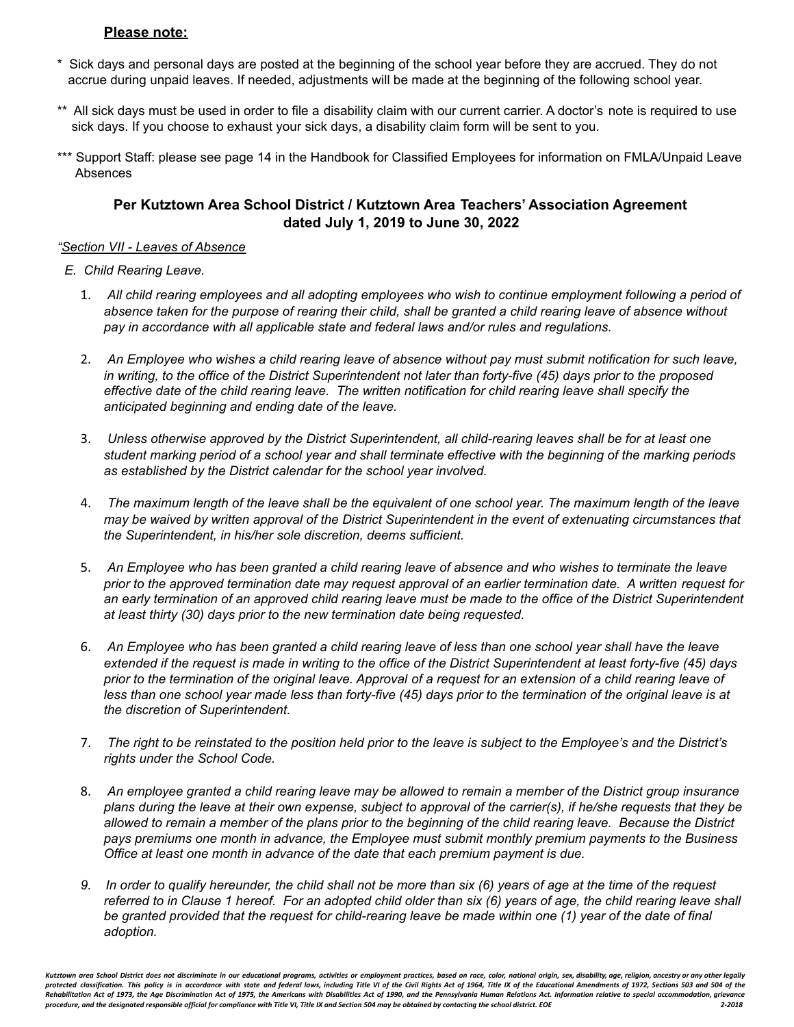**Please note:**

\* Sick days and personal days are posted at the beginning of the school year before they are accrued. They do not accrue during unpaid leaves. If needed, adjustments will be made at the beginning of the following school year.

\*\* All sick days must be used in order to file a disability claim with our current carrier. A doctor's note is required to use sick days. If you choose to exhaust your sick days, a disability claim form will be sent to you.

\*\*\* Support Staff: please see page 14 in the Handbook for Classified Employees for information on FMLA/Unpaid Leave Absences

**Per Kutztown Area School District / Kutztown Area Teachers' Association Agreement dated July 1, 2019 to June 30, 2022**

*"<u>Section VII - Leaves of Absence</u>*

*E. Child Rearing Leave.*

1. *All child rearing employees and all adopting employees who wish to continue employment following a period of absence taken for the purpose of rearing their child, shall be granted a child rearing leave of absence without pay in accordance with all applicable state and federal laws and/or rules and regulations.*

2. *An Employee who wishes a child rearing leave of absence without pay must submit notification for such leave, in writing, to the office of the District Superintendent not later than forty-five (45) days prior to the proposed effective date of the child rearing leave. The written notification for child rearing leave shall specify the anticipated beginning and ending date of the leave.*

3. *Unless otherwise approved by the District Superintendent, all child-rearing leaves shall be for at least one student marking period of a school year and shall terminate effective with the beginning of the marking periods as established by the District calendar for the school year involved.*

4. *The maximum length of the leave shall be the equivalent of one school year. The maximum length of the leave may be waived by written approval of the District Superintendent in the event of extenuating circumstances that the Superintendent, in his/her sole discretion, deems sufficient.*

5. *An Employee who has been granted a child rearing leave of absence and who wishes to terminate the leave prior to the approved termination date may request approval of an earlier termination date. A written request for an early termination of an approved child rearing leave must be made to the office of the District Superintendent at least thirty (30) days prior to the new termination date being requested.*

6. *An Employee who has been granted a child rearing leave of less than one school year shall have the leave extended if the request is made in writing to the office of the District Superintendent at least forty-five (45) days prior to the termination of the original leave. Approval of a request for an extension of a child rearing leave of less than one school year made less than forty-five (45) days prior to the termination of the original leave is at the discretion of Superintendent.*

7. *The right to be reinstated to the position held prior to the leave is subject to the Employee's and the District's rights under the School Code.*

8. *An employee granted a child rearing leave may be allowed to remain a member of the District group insurance plans during the leave at their own expense, subject to approval of the carrier(s), if he/she requests that they be allowed to remain a member of the plans prior to the beginning of the child rearing leave. Because the District pays premiums one month in advance, the Employee must submit monthly premium payments to the Business Office at least one month in advance of the date that each premium payment is due.*

9. *In order to qualify hereunder, the child shall not be more than six (6) years of age at the time of the request referred to in Clause 1 hereof. For an adopted child older than six (6) years of age, the child rearing leave shall be granted provided that the request for child-rearing leave be made within one (1) year of the date of final adoption.*

*Kutztown area School District does not discriminate in our educational programs, activities or employment practices, based on race, color, national origin, sex, disability, age, religion, ancestry or any other legally protected classification. This policy is in accordance with state and federal laws, including Title VI of the Civil Rights Act of 1964, Title IX of the Educational Amendments of 1972, Sections 503 and 504 of the Rehabilitation Act of 1973, the Age Discrimination Act of 1975, the Americans with Disabilities Act of 1990, and the Pennsylvania Human Relations Act. Information relative to special accommodation, grievance procedure, and the designated responsible official for compliance with Title VI, Title IX and Section 504 may be obtained by contacting the school district. EOE* *2-2018*